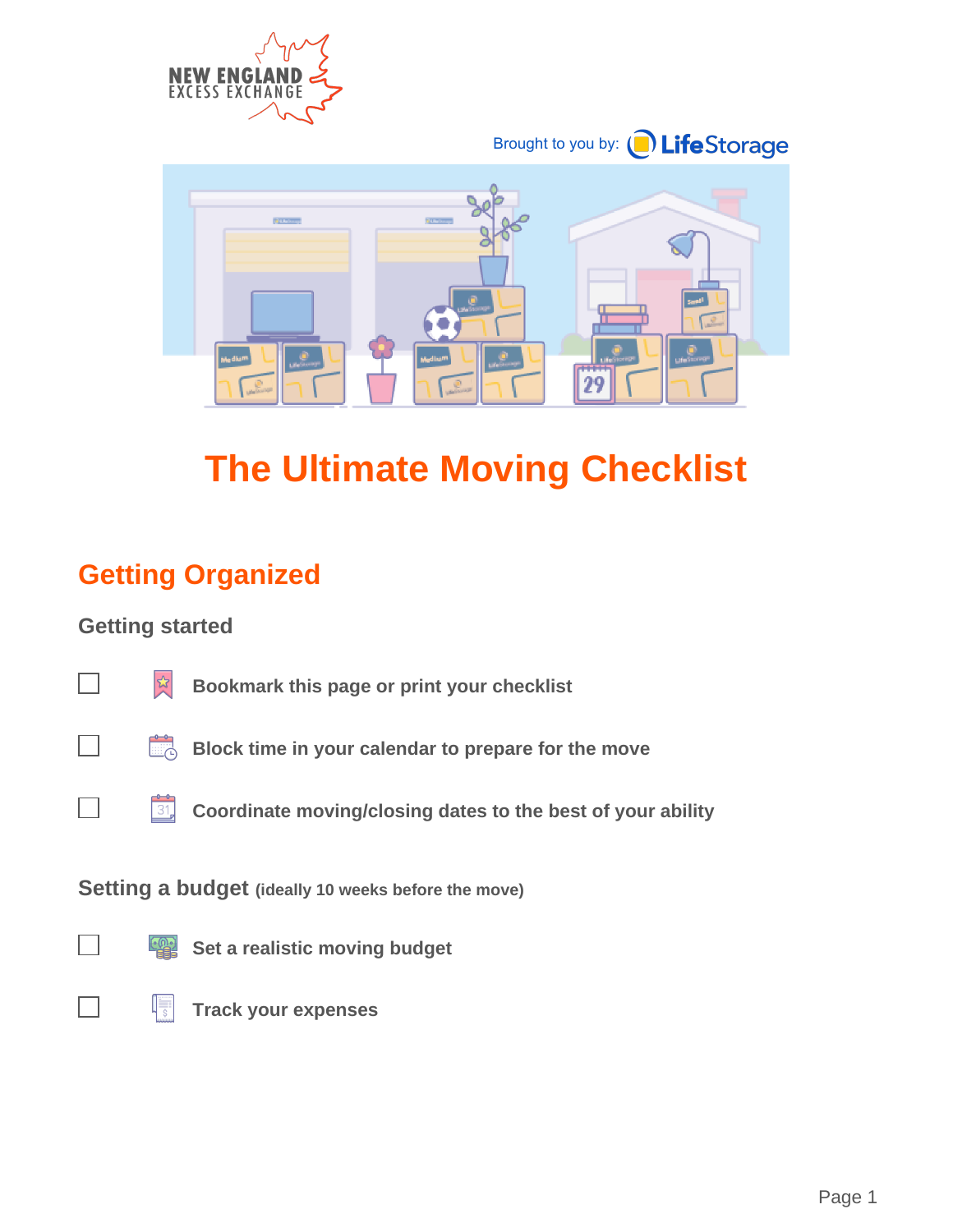NEW ENGLAND EXCESS EXCHANGE

Brought to you by: LifeStorage

# The Ultimate Moving Checklist

## Getting Organized

### Getting started

- [ ] Bookmark this page or print your checklist
- [ ] Block time in your calendar to prepare for the move
- [ ] Coordinate moving/closing dates to the best of your ability

### Setting a budget (ideally 10 weeks before the move)

- [ ] Set a realistic moving budget
- [ ] Track your expenses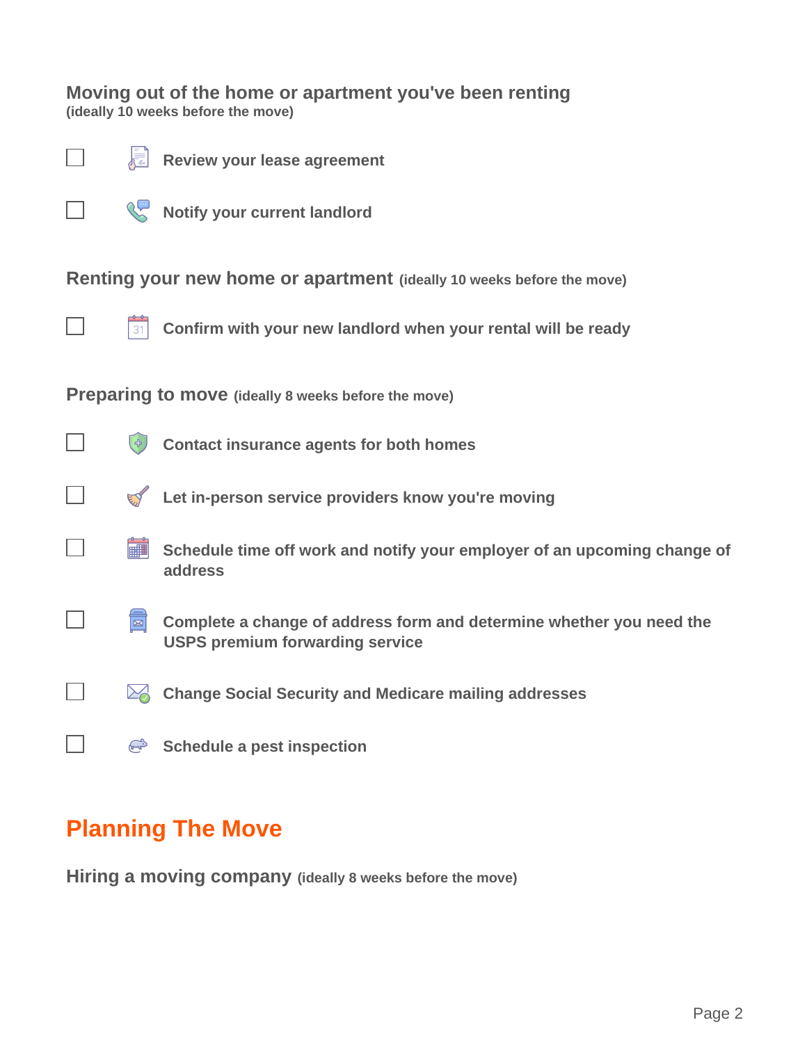### Moving out of the home or apartment you've been renting
**(ideally 10 weeks before the move)**

- [ ] Review your lease agreement
- [ ] Notify your current landlord

### Renting your new home or apartment (ideally 10 weeks before the move)

- [ ] Confirm with your new landlord when your rental will be ready

### Preparing to move (ideally 8 weeks before the move)

- [ ] Contact insurance agents for both homes
- [ ] Let in-person service providers know you're moving
- [ ] Schedule time off work and notify your employer of an upcoming change of address
- [ ] Complete a change of address form and determine whether you need the USPS premium forwarding service
- [ ] Change Social Security and Medicare mailing addresses
- [ ] Schedule a pest inspection

## Planning The Move

### Hiring a moving company (ideally 8 weeks before the move)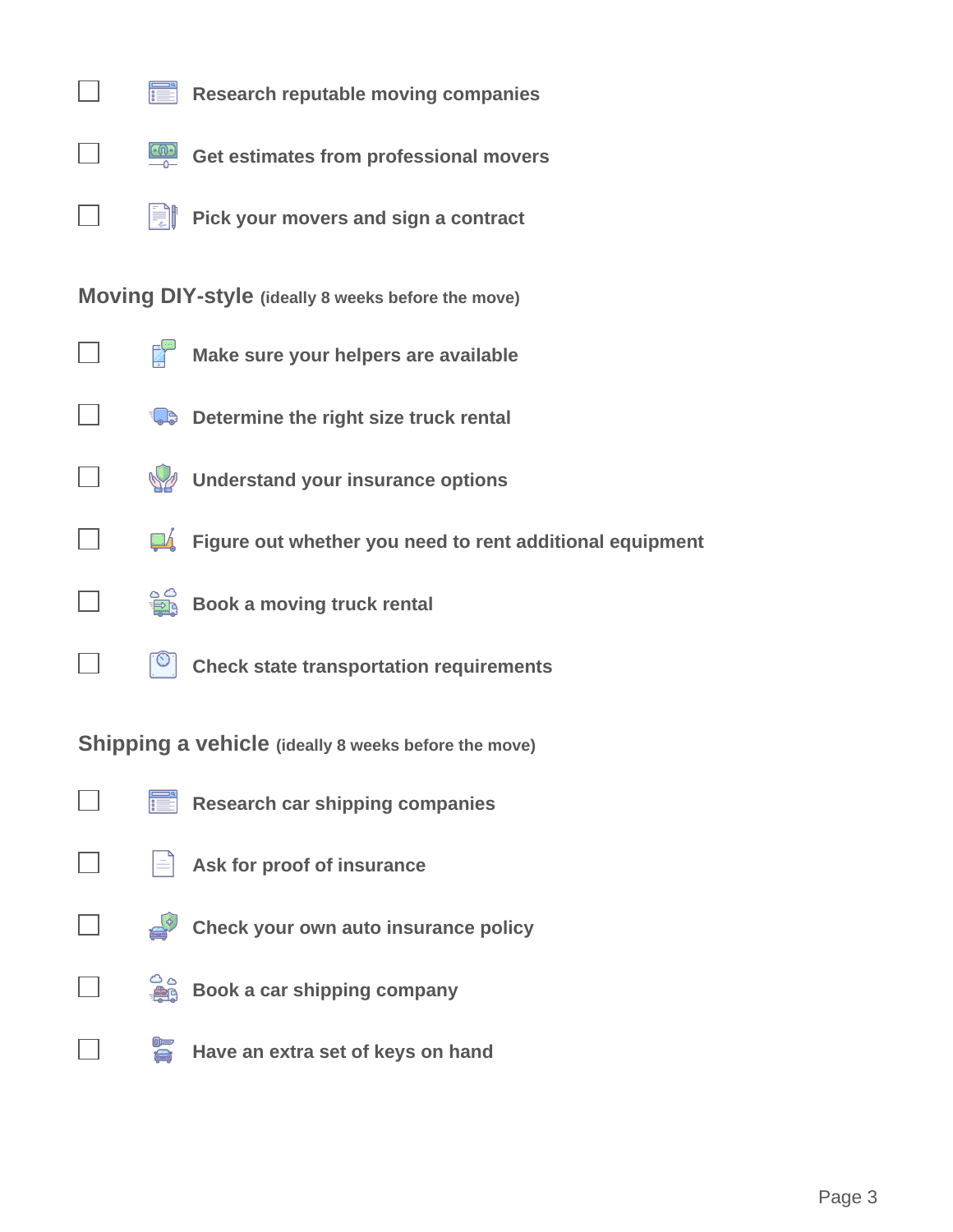- [ ] Research reputable moving companies
- [ ] Get estimates from professional movers
- [ ] Pick your movers and sign a contract

## Moving DIY-style (ideally 8 weeks before the move)

- [ ] Make sure your helpers are available
- [ ] Determine the right size truck rental
- [ ] Understand your insurance options
- [ ] Figure out whether you need to rent additional equipment
- [ ] Book a moving truck rental
- [ ] Check state transportation requirements

## Shipping a vehicle (ideally 8 weeks before the move)

- [ ] Research car shipping companies
- [ ] Ask for proof of insurance
- [ ] Check your own auto insurance policy
- [ ] Book a car shipping company
- [ ] Have an extra set of keys on hand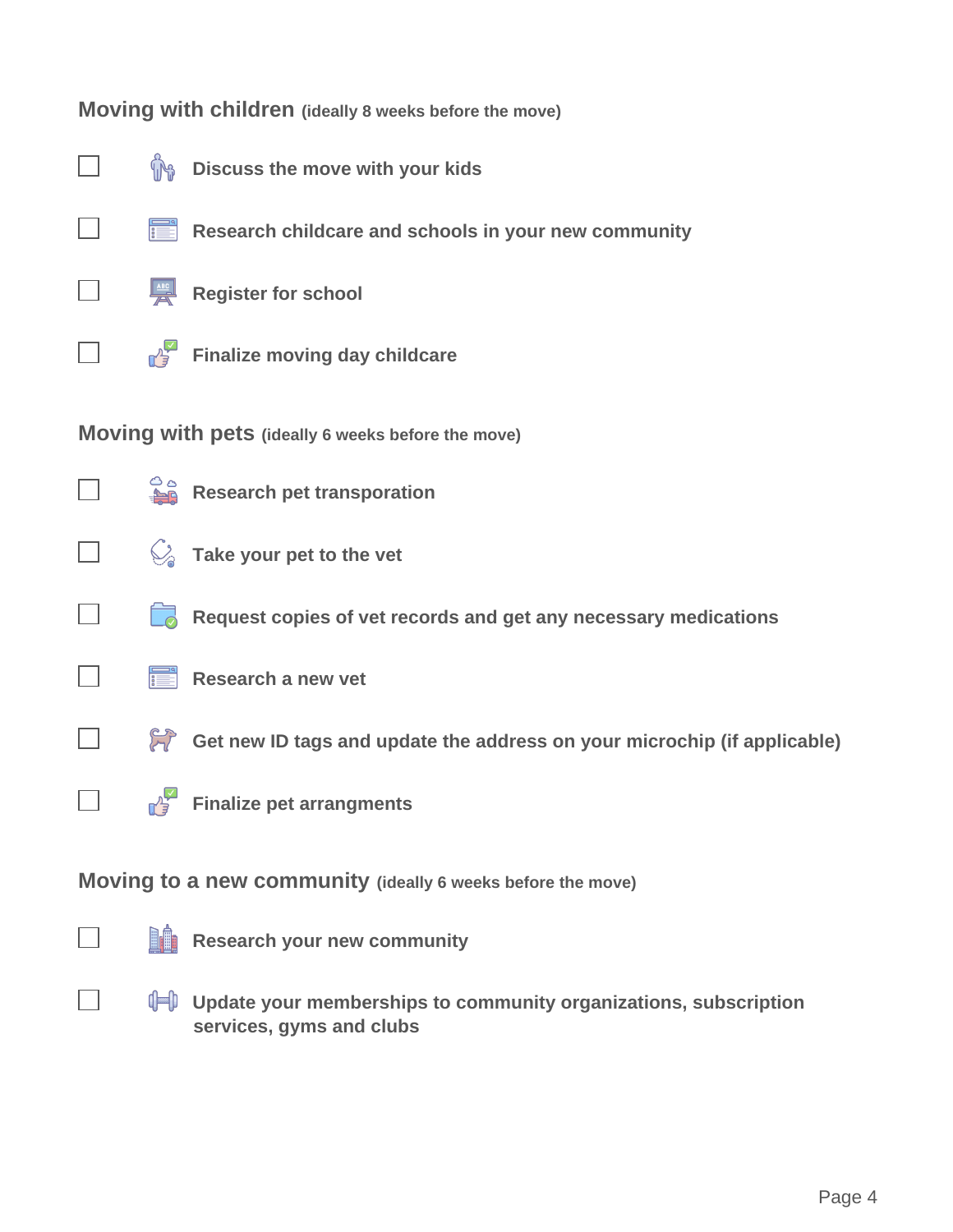## Moving with children (ideally 8 weeks before the move)

- [ ] Discuss the move with your kids
- [ ] Research childcare and schools in your new community
- [ ] Register for school
- [ ] Finalize moving day childcare

## Moving with pets (ideally 6 weeks before the move)

- [ ] Research pet transporation
- [ ] Take your pet to the vet
- [ ] Request copies of vet records and get any necessary medications
- [ ] Research a new vet
- [ ] Get new ID tags and update the address on your microchip (if applicable)
- [ ] Finalize pet arrangments

## Moving to a new community (ideally 6 weeks before the move)

- [ ] Research your new community
- [ ] Update your memberships to community organizations, subscription services, gyms and clubs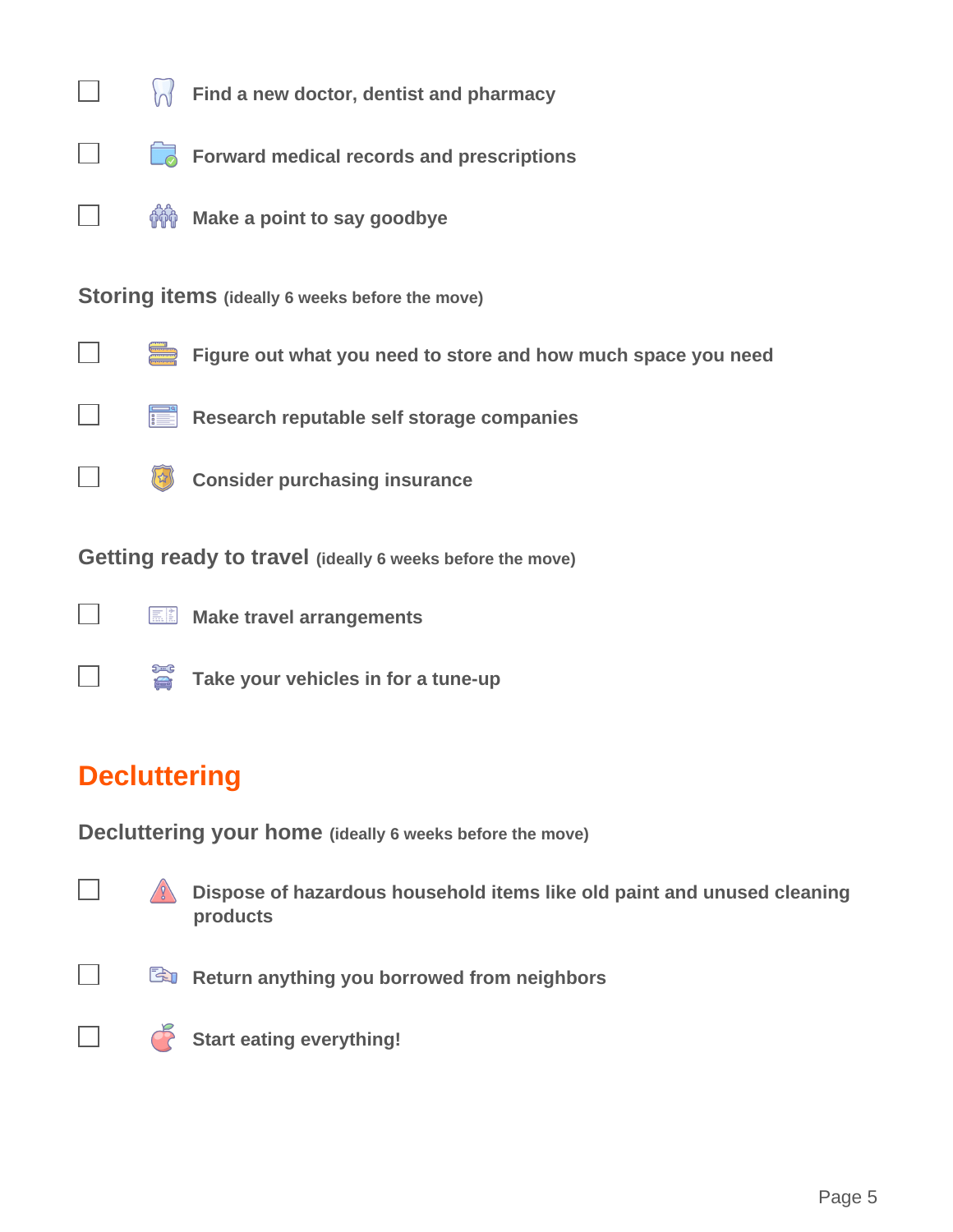- [ ] Find a new doctor, dentist and pharmacy
- [ ] Forward medical records and prescriptions
- [ ] Make a point to say goodbye

### Storing items (ideally 6 weeks before the move)

- [ ] Figure out what you need to store and how much space you need
- [ ] Research reputable self storage companies
- [ ] Consider purchasing insurance

### Getting ready to travel (ideally 6 weeks before the move)

- [ ] Make travel arrangements
- [ ] Take your vehicles in for a tune-up

## Decluttering

### Decluttering your home (ideally 6 weeks before the move)

- [ ] Dispose of hazardous household items like old paint and unused cleaning products
- [ ] Return anything you borrowed from neighbors
- [ ] Start eating everything!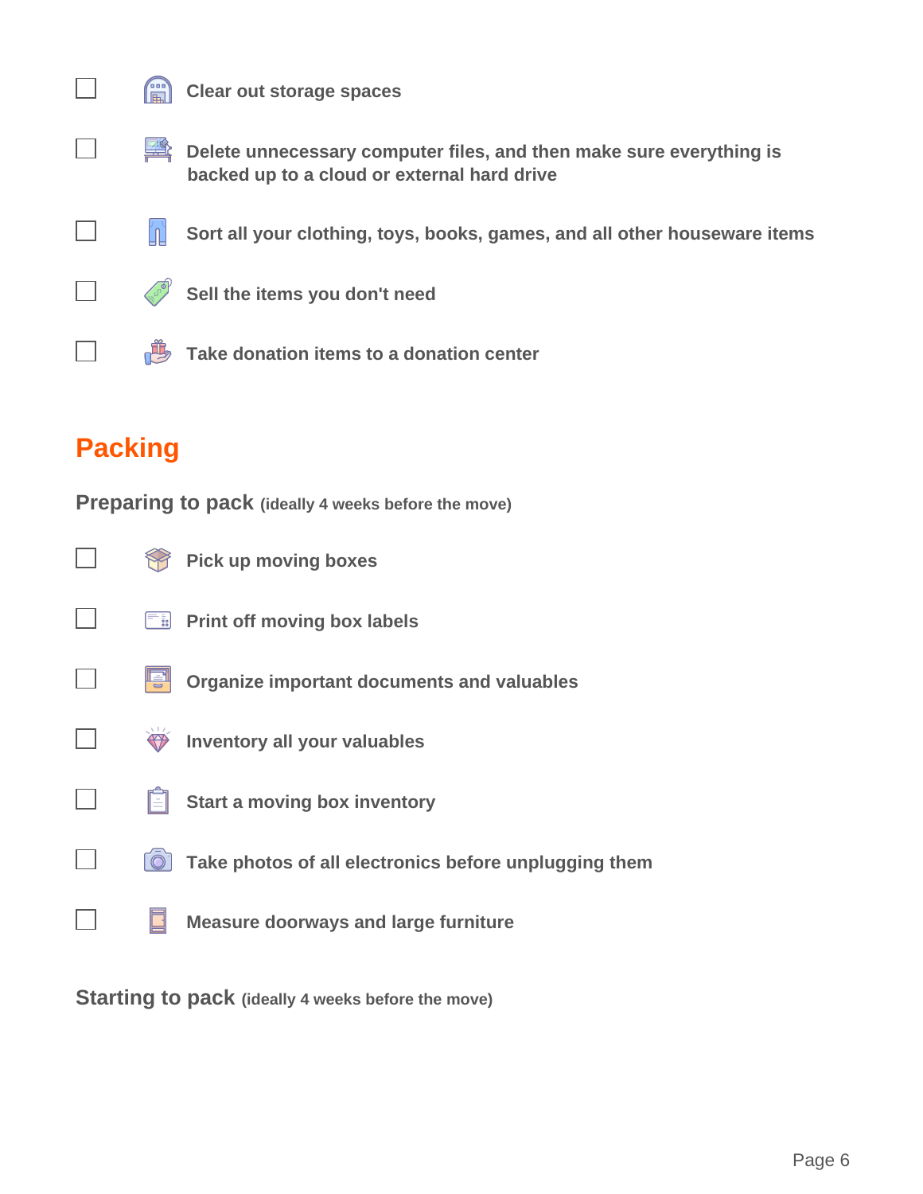- [ ] Clear out storage spaces
- [ ] Delete unnecessary computer files, and then make sure everything is backed up to a cloud or external hard drive
- [ ] Sort all your clothing, toys, books, games, and all other houseware items
- [ ] Sell the items you don't need
- [ ] Take donation items to a donation center

## Packing

### Preparing to pack (ideally 4 weeks before the move)

- [ ] Pick up moving boxes
- [ ] Print off moving box labels
- [ ] Organize important documents and valuables
- [ ] Inventory all your valuables
- [ ] Start a moving box inventory
- [ ] Take photos of all electronics before unplugging them
- [ ] Measure doorways and large furniture

### Starting to pack (ideally 4 weeks before the move)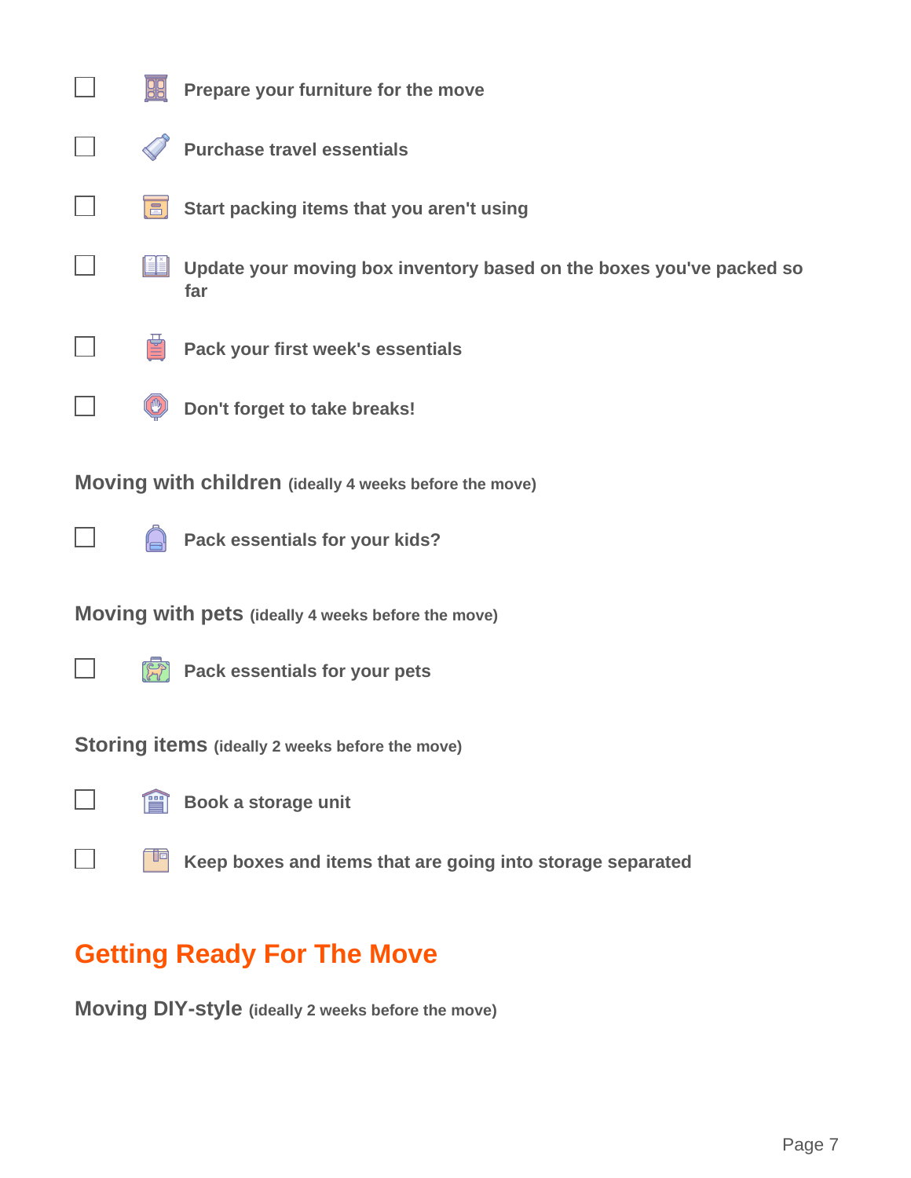- [ ] Prepare your furniture for the move
- [ ] Purchase travel essentials
- [ ] Start packing items that you aren't using
- [ ] Update your moving box inventory based on the boxes you've packed so far
- [ ] Pack your first week's essentials
- [ ] Don't forget to take breaks!

### Moving with children (ideally 4 weeks before the move)

- [ ] Pack essentials for your kids?

### Moving with pets (ideally 4 weeks before the move)

- [ ] Pack essentials for your pets

### Storing items (ideally 2 weeks before the move)

- [ ] Book a storage unit
- [ ] Keep boxes and items that are going into storage separated

## Getting Ready For The Move

### Moving DIY-style (ideally 2 weeks before the move)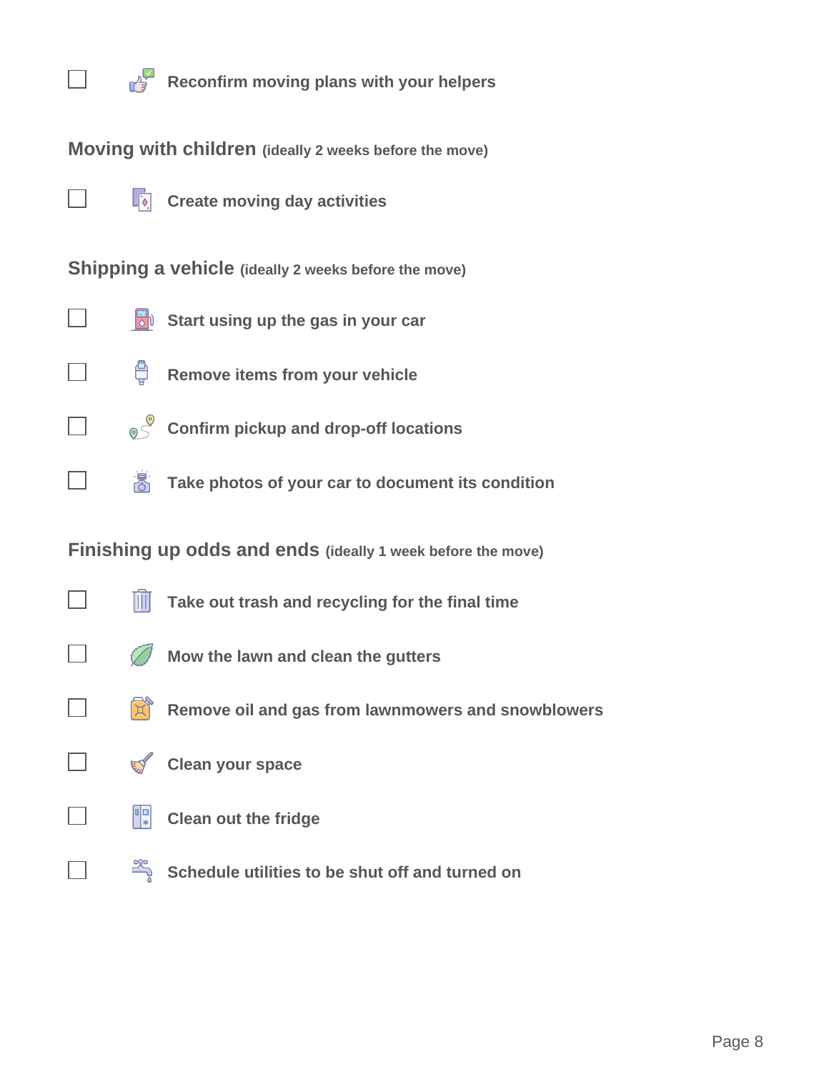- [ ] Reconfirm moving plans with your helpers

## Moving with children (ideally 2 weeks before the move)

- [ ] Create moving day activities

## Shipping a vehicle (ideally 2 weeks before the move)

- [ ] Start using up the gas in your car
- [ ] Remove items from your vehicle
- [ ] Confirm pickup and drop-off locations
- [ ] Take photos of your car to document its condition

## Finishing up odds and ends (ideally 1 week before the move)

- [ ] Take out trash and recycling for the final time
- [ ] Mow the lawn and clean the gutters
- [ ] Remove oil and gas from lawnmowers and snowblowers
- [ ] Clean your space
- [ ] Clean out the fridge
- [ ] Schedule utilities to be shut off and turned on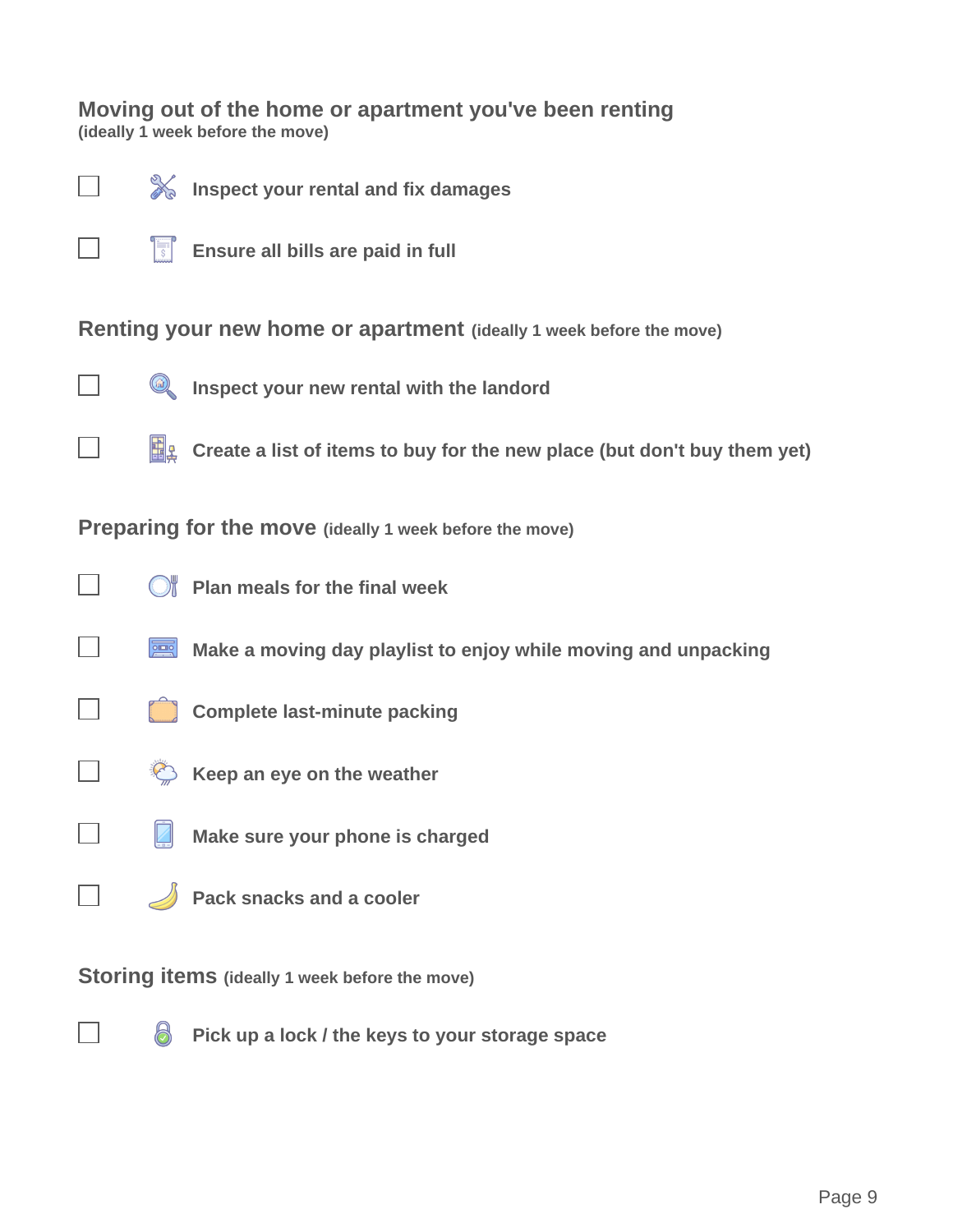## Moving out of the home or apartment you've been renting
**(ideally 1 week before the move)**

- [ ] Inspect your rental and fix damages
- [ ] Ensure all bills are paid in full

## Renting your new home or apartment (ideally 1 week before the move)

- [ ] Inspect your new rental with the landord
- [ ] Create a list of items to buy for the new place (but don't buy them yet)

## Preparing for the move (ideally 1 week before the move)

- [ ] Plan meals for the final week
- [ ] Make a moving day playlist to enjoy while moving and unpacking
- [ ] Complete last-minute packing
- [ ] Keep an eye on the weather
- [ ] Make sure your phone is charged
- [ ] Pack snacks and a cooler

## Storing items (ideally 1 week before the move)

- [ ] Pick up a lock / the keys to your storage space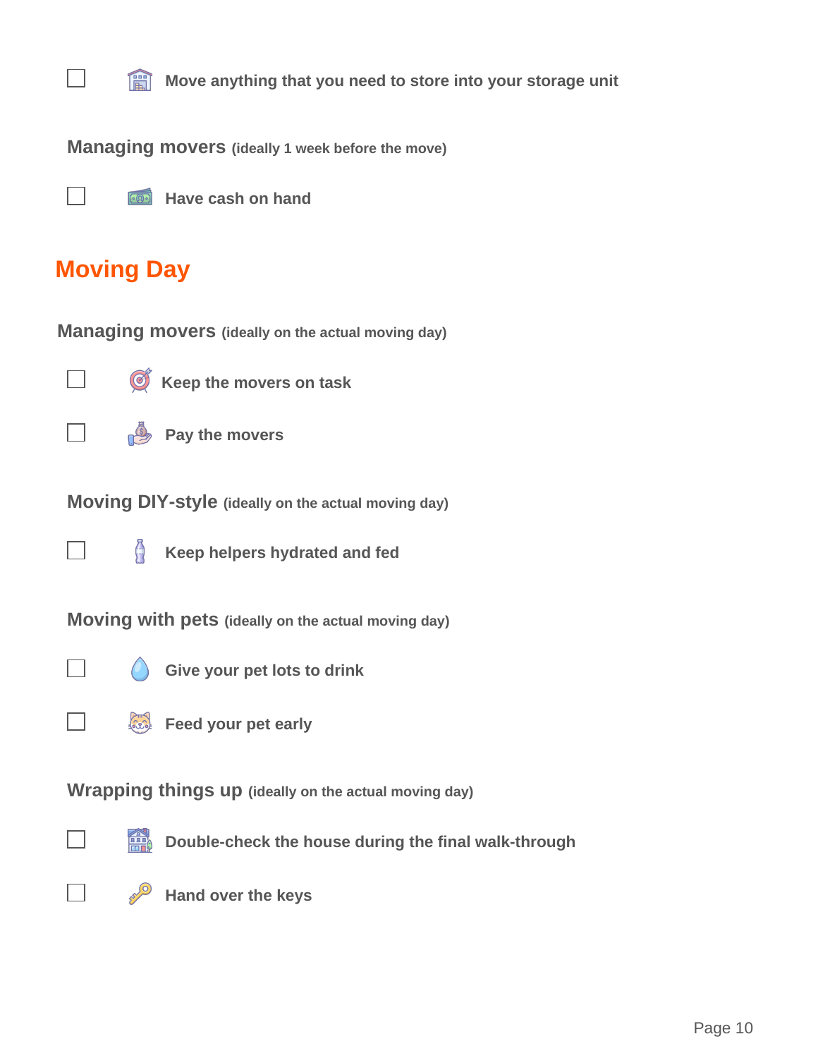- [ ] Move anything that you need to store into your storage unit

### Managing movers (ideally 1 week before the move)

- [ ] Have cash on hand

## Moving Day

### Managing movers (ideally on the actual moving day)

- [ ] Keep the movers on task
- [ ] Pay the movers

### Moving DIY-style (ideally on the actual moving day)

- [ ] Keep helpers hydrated and fed

### Moving with pets (ideally on the actual moving day)

- [ ] Give your pet lots to drink
- [ ] Feed your pet early

### Wrapping things up (ideally on the actual moving day)

- [ ] Double-check the house during the final walk-through
- [ ] Hand over the keys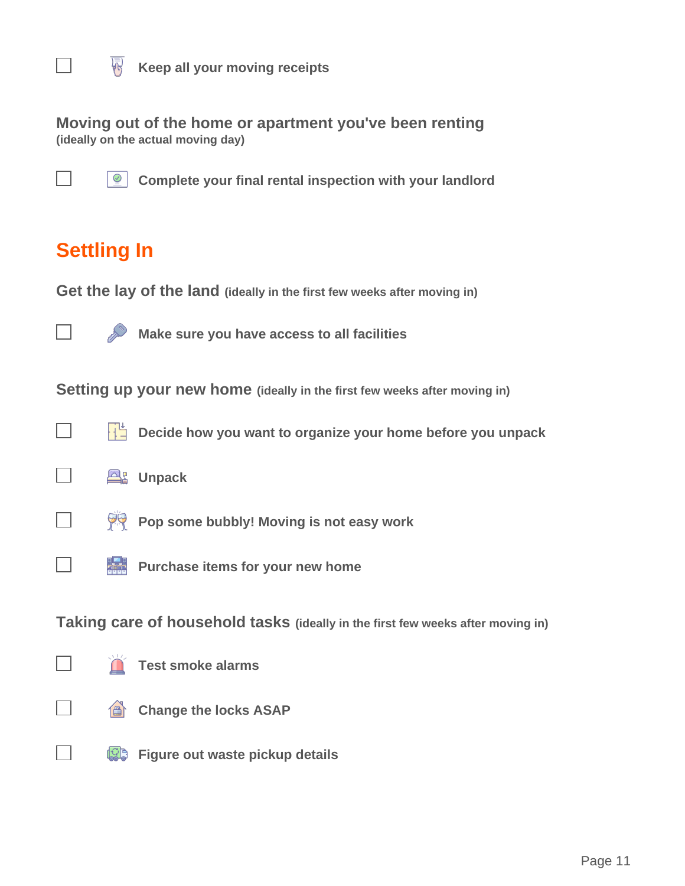- [ ] Keep all your moving receipts

### Moving out of the home or apartment you've been renting
**(ideally on the actual moving day)**

- [ ] Complete your final rental inspection with your landlord

## Settling In

### Get the lay of the land (ideally in the first few weeks after moving in)

- [ ] Make sure you have access to all facilities

### Setting up your new home (ideally in the first few weeks after moving in)

- [ ] Decide how you want to organize your home before you unpack
- [ ] Unpack
- [ ] Pop some bubbly! Moving is not easy work
- [ ] Purchase items for your new home

### Taking care of household tasks (ideally in the first few weeks after moving in)

- [ ] Test smoke alarms
- [ ] Change the locks ASAP
- [ ] Figure out waste pickup details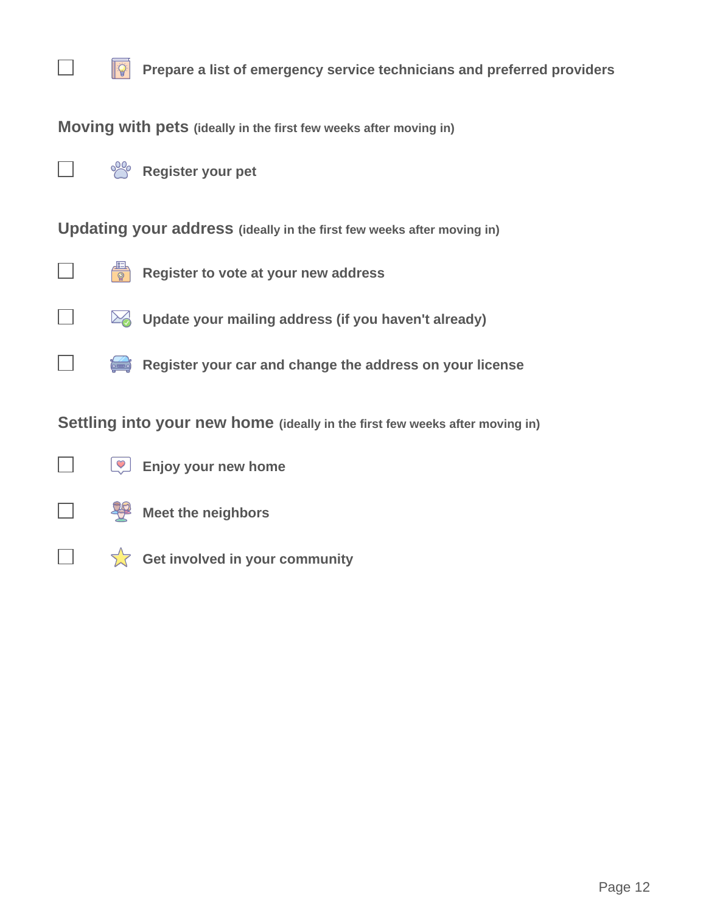- [ ] **Prepare a list of emergency service technicians and preferred providers**

## Moving with pets (ideally in the first few weeks after moving in)

- [ ] **Register your pet**

## Updating your address (ideally in the first few weeks after moving in)

- [ ] **Register to vote at your new address**
- [ ] **Update your mailing address (if you haven't already)**
- [ ] **Register your car and change the address on your license**

## Settling into your new home (ideally in the first few weeks after moving in)

- [ ] **Enjoy your new home**
- [ ] **Meet the neighbors**
- [ ] **Get involved in your community**